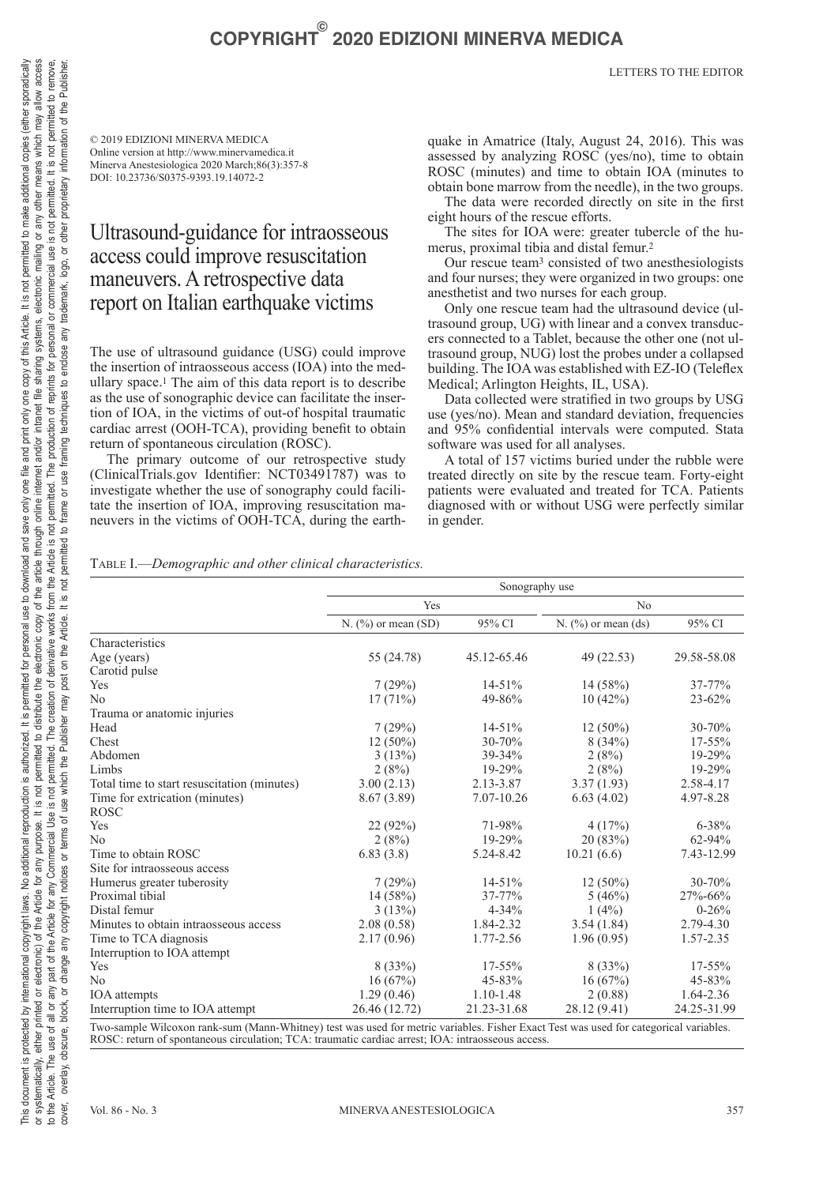© 2019 EDIZIONI MINERVA MEDICA
Online version at http://www.minervamedica.it
Minerva Anestesiologica 2020 March;86(3):357-8
DOI: 10.23736/S0375-9393.19.14072-2

# Ultrasound-guidance for intraosseous access could improve resuscitation maneuvers. A retrospective data report on Italian earthquake victims

The use of ultrasound guidance (USG) could improve the insertion of intraosseous access (IOA) into the medullary space.[1] The aim of this data report is to describe as the use of sonographic device can facilitate the insertion of IOA, in the victims of out-of hospital traumatic cardiac arrest (OOH-TCA), providing benefit to obtain return of spontaneous circulation (ROSC).

The primary outcome of our retrospective study (ClinicalTrials.gov Identifier: NCT03491787) was to investigate whether the use of sonography could facilitate the insertion of IOA, improving resuscitation maneuvers in the victims of OOH-TCA, during the earthquake in Amatrice (Italy, August 24, 2016). This was assessed by analyzing ROSC (yes/no), time to obtain ROSC (minutes) and time to obtain IOA (minutes to obtain bone marrow from the needle), in the two groups.

The data were recorded directly on site in the first eight hours of the rescue efforts.

The sites for IOA were: greater tubercle of the humerus, proximal tibia and distal femur.[2]

Our rescue team[3] consisted of two anesthesiologists and four nurses; they were organized in two groups: one anesthetist and two nurses for each group.

Only one rescue team had the ultrasound device (ultrasound group, UG) with linear and a convex transducers connected to a Tablet, because the other one (not ultrasound group, NUG) lost the probes under a collapsed building. The IOA was established with EZ-IO (Teleflex Medical; Arlington Heights, IL, USA).

Data collected were stratified in two groups by USG use (yes/no). Mean and standard deviation, frequencies and 95% confidential intervals were computed. Stata software was used for all analyses.

A total of 157 victims buried under the rubble were treated directly on site by the rescue team. Forty-eight patients were evaluated and treated for TCA. Patients diagnosed with or without USG were perfectly similar in gender.

Table I.—*Demographic and other clinical characteristics.*

| | Sonography use | | | |
|---|---|---|---|---|
| | Yes | | No | |
| | N. (%) or mean (SD) | 95% CI | N. (%) or mean (ds) | 95% CI |
| Characteristics | | | | |
| Age (years) | 55 (24.78) | 45.12-65.46 | 49 (22.53) | 29.58-58.08 |
| Carotid pulse | | | | |
| Yes | 7 (29%) | 14-51% | 14 (58%) | 37-77% |
| No | 17 (71%) | 49-86% | 10 (42%) | 23-62% |
| Trauma or anatomic injuries | | | | |
| Head | 7 (29%) | 14-51% | 12 (50%) | 30-70% |
| Chest | 12 (50%) | 30-70% | 8 (34%) | 17-55% |
| Abdomen | 3 (13%) | 39-34% | 2 (8%) | 19-29% |
| Limbs | 2 (8%) | 19-29% | 2 (8%) | 19-29% |
| Total time to start resuscitation (minutes) | 3.00 (2.13) | 2.13-3.87 | 3.37 (1.93) | 2.58-4.17 |
| Time for extrication (minutes) | 8.67 (3.89) | 7.07-10.26 | 6.63 (4.02) | 4.97-8.28 |
| ROSC | | | | |
| Yes | 22 (92%) | 71-98% | 4 (17%) | 6-38% |
| No | 2 (8%) | 19-29% | 20 (83%) | 62-94% |
| Time to obtain ROSC | 6.83 (3.8) | 5.24-8.42 | 10.21 (6.6) | 7.43-12.99 |
| Site for intraosseous access | | | | |
| Humerus greater tuberosity | 7 (29%) | 14-51% | 12 (50%) | 30-70% |
| Proximal tibial | 14 (58%) | 37-77% | 5 (46%) | 27%-66% |
| Distal femur | 3 (13%) | 4-34% | 1 (4%) | 0-26% |
| Minutes to obtain intraosseous access | 2.08 (0.58) | 1.84-2.32 | 3.54 (1.84) | 2.79-4.30 |
| Time to TCA diagnosis | 2.17 (0.96) | 1.77-2.56 | 1.96 (0.95) | 1.57-2.35 |
| Interruption to IOA attempt | | | | |
| Yes | 8 (33%) | 17-55% | 8 (33%) | 17-55% |
| No | 16 (67%) | 45-83% | 16 (67%) | 45-83% |
| IOA attempts | 1.29 (0.46) | 1.10-1.48 | 2 (0.88) | 1.64-2.36 |
| Interruption time to IOA attempt | 26.46 (12.72) | 21.23-31.68 | 28.12 (9.41) | 24.25-31.99 |

Two-sample Wilcoxon rank-sum (Mann-Whitney) test was used for metric variables. Fisher Exact Test was used for categorical variables.
ROSC: return of spontaneous circulation; TCA: traumatic cardiac arrest; IOA: intraosseous access.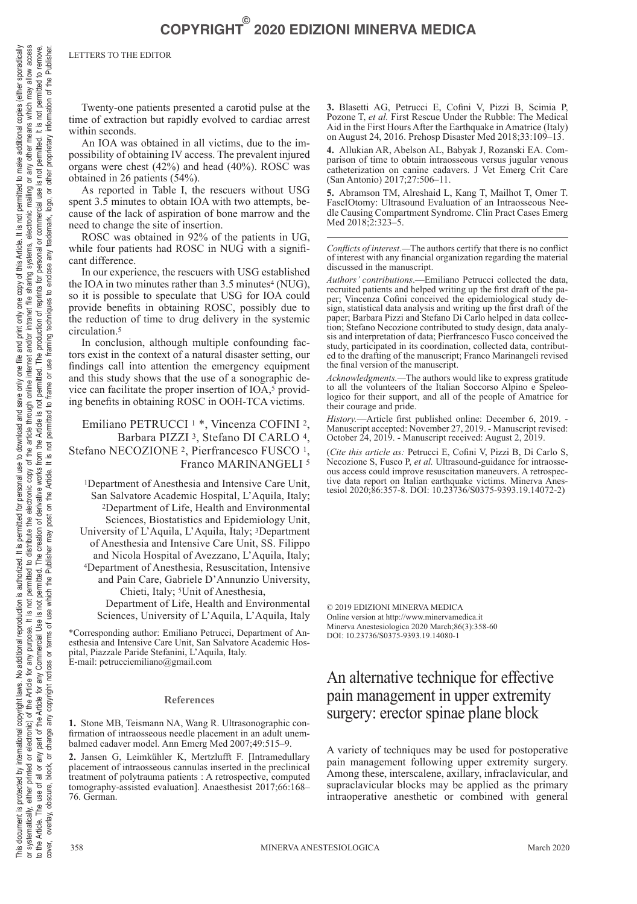Twenty-one patients presented a carotid pulse at the time of extraction but rapidly evolved to cardiac arrest within seconds.

An IOA was obtained in all victims, due to the impossibility of obtaining IV access. The prevalent injured organs were chest (42%) and head (40%). ROSC was obtained in 26 patients (54%).

As reported in Table I, the rescuers without USG spent 3.5 minutes to obtain IOA with two attempts, because of the lack of aspiration of bone marrow and the need to change the site of insertion.

ROSC was obtained in 92% of the patients in UG, while four patients had ROSC in NUG with a significant difference.

In our experience, the rescuers with USG established the IOA in two minutes rather than 3.5 minutes[4] (NUG), so it is possible to speculate that USG for IOA could provide benefits in obtaining ROSC, possibly due to the reduction of time to drug delivery in the systemic circulation.[5]

In conclusion, although multiple confounding factors exist in the context of a natural disaster setting, our findings call into attention the emergency equipment and this study shows that the use of a sonographic device can facilitate the proper insertion of IOA,[5] providing benefits in obtaining ROSC in OOH-TCA victims.

Emiliano PETRUCCI [1] *, Vincenza COFINI [2], Barbara PIZZI [3], Stefano DI CARLO [4], Stefano NECOZIONE [2], Pierfrancesco FUSCO [1], Franco MARINANGELI [5]

[1]Department of Anesthesia and Intensive Care Unit, San Salvatore Academic Hospital, L'Aquila, Italy; [2]Department of Life, Health and Environmental Sciences, Biostatistics and Epidemiology Unit, University of L'Aquila, L'Aquila, Italy; [3]Department of Anesthesia and Intensive Care Unit, SS. Filippo and Nicola Hospital of Avezzano, L'Aquila, Italy; [4]Department of Anesthesia, Resuscitation, Intensive and Pain Care, Gabriele D'Annunzio University, Chieti, Italy; [5]Unit of Anesthesia, Department of Life, Health and Environmental Sciences, University of L'Aquila, L'Aquila, Italy

*Corresponding author: Emiliano Petrucci, Department of Anesthesia and Intensive Care Unit, San Salvatore Academic Hospital, Piazzale Paride Stefanini, L'Aquila, Italy.
E-mail: petrucciemiliano@gmail.com

#### References

**1.** Stone MB, Teismann NA, Wang R. Ultrasonographic confirmation of intraosseous needle placement in an adult unembalmed cadaver model. Ann Emerg Med 2007;49:515–9.

**2.** Jansen G, Leimkühler K, Mertzlufft F. [Intramedullary placement of intraosseous cannulas inserted in the preclinical treatment of polytrauma patients : A retrospective, computed tomography-assisted evaluation]. Anaesthesist 2017;66:168–76. German.

**3.** Blasetti AG, Petrucci E, Cofini V, Pizzi B, Scimia P, Pozone T, *et al.* First Rescue Under the Rubble: The Medical Aid in the First Hours After the Earthquake in Amatrice (Italy) on August 24, 2016. Prehosp Disaster Med 2018;33:109–13.

**4.** Allukian AR, Abelson AL, Babyak J, Rozanski EA. Comparison of time to obtain intraosseous versus jugular venous catheterization on canine cadavers. J Vet Emerg Crit Care (San Antonio) 2017;27:506–11.

**5.** Abramson TM, Alreshaid L, Kang T, Mailhot T, Omer T. FascIOtomy: Ultrasound Evaluation of an Intraosseous Needle Causing Compartment Syndrome. Clin Pract Cases Emerg Med 2018;2:323–5.

*Conflicts of interest.*—The authors certify that there is no conflict of interest with any financial organization regarding the material discussed in the manuscript.

*Authors' contributions*.—Emiliano Petrucci collected the data, recruited patients and helped writing up the first draft of the paper; Vincenza Cofini conceived the epidemiological study design, statistical data analysis and writing up the first draft of the paper; Barbara Pizzi and Stefano Di Carlo helped in data collection; Stefano Necozione contributed to study design, data analysis and interpretation of data; Pierfrancesco Fusco conceived the study, participated in its coordination, collected data, contributed to the drafting of the manuscript; Franco Marinangeli revised the final version of the manuscript.

*Acknowledgments.*—The authors would like to express gratitude to all the volunteers of the Italian Soccorso Alpino e Speleologico for their support, and all of the people of Amatrice for their courage and pride.

*History.*—Article first published online: December 6, 2019. - Manuscript accepted: November 27, 2019. - Manuscript revised: October 24, 2019. - Manuscript received: August 2, 2019.

(*Cite this article as:* Petrucci E, Cofini V, Pizzi B, Di Carlo S, Necozione S, Fusco P, *et al.* Ultrasound-guidance for intraosseous access could improve resuscitation maneuvers. A retrospective data report on Italian earthquake victims. Minerva Anestesiol 2020;86:357-8. DOI: 10.23736/S0375-9393.19.14072-2)

© 2019 EDIZIONI MINERVA MEDICA
Online version at http://www.minervamedica.it
Minerva Anestesiologica 2020 March;86(3):358-60
DOI: 10.23736/S0375-9393.19.14080-1

# An alternative technique for effective pain management in upper extremity surgery: erector spinae plane block

A variety of techniques may be used for postoperative pain management following upper extremity surgery. Among these, interscalene, axillary, infraclavicular, and supraclavicular blocks may be applied as the primary intraoperative anesthetic or combined with general